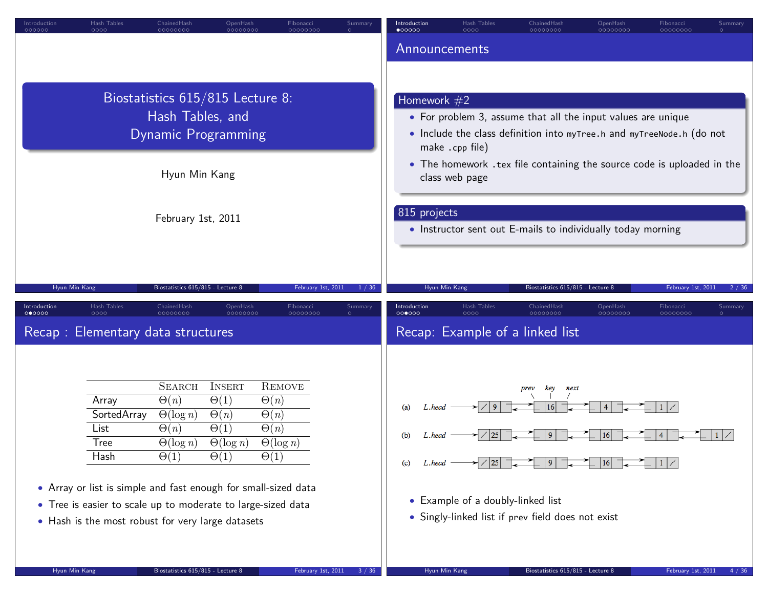# Biostatistics 615/815 Lecture 8: Hash Tables, and Dynamic Programming

Hyun Min Kang

February 1st, 2011

## Announcements

### Homework #2

- For problem 3, assume that all the input values are unique
- Include the class definition into `myTree.h` and `myTreeNode.h` (do not make `.cpp` file)
- The homework `.tex` file containing the source code is uploaded in the class web page

### 815 projects

- Instructor sent out E-mails to individually today morning

## Recap : Elementary data structures

| | Search | Insert | Remove |
|---|---|---|---|
| Array | $\Theta(n)$ | $\Theta(1)$ | $\Theta(n)$ |
| SortedArray | $\Theta(\log n)$ | $\Theta(n)$ | $\Theta(n)$ |
| List | $\Theta(n)$ | $\Theta(1)$ | $\Theta(n)$ |
| Tree | $\Theta(\log n)$ | $\Theta(\log n)$ | $\Theta(\log n)$ |
| Hash | $\Theta(1)$ | $\Theta(1)$ | $\Theta(1)$ |

- Array or list is simple and fast enough for small-sized data
- Tree is easier to scale up to moderate to large-sized data
- Hash is the most robust for very large datasets

## Recap: Example of a linked list

(a) *L.head* → [/ | 9] ⇄ [16] ⇄ [4] ⇄ [1 | /] (fields: *prev*, *key*, *next*)

(b) *L.head* → [/ | 25] ⇄ [9] ⇄ [16] ⇄ [4] ⇄ [1 | /]

(c) *L.head* → [/ | 25] ⇄ [9] ⇄ [16] ⇄ [1 | /]

- Example of a doubly-linked list
- Singly-linked list if `prev` field does not exist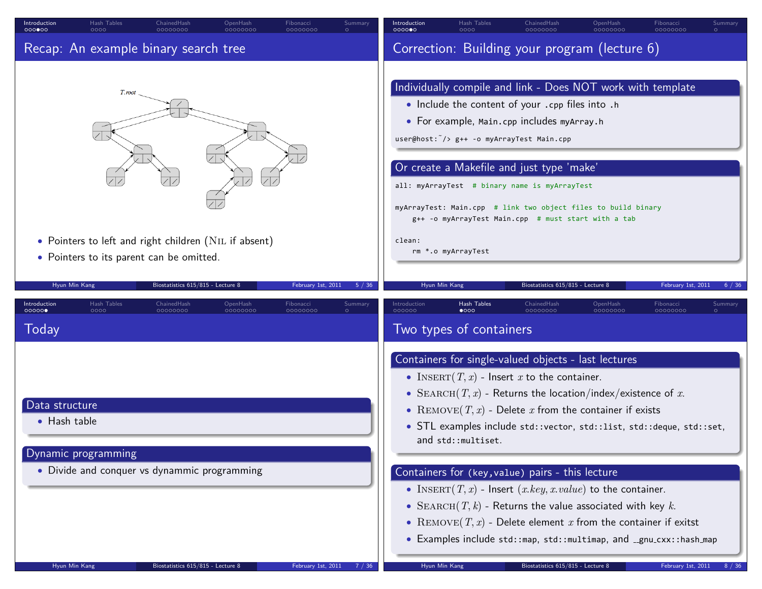## Recap: An example binary search tree

- Pointers to left and right children (NIL if absent)
- Pointers to its parent can be omitted.

## Correction: Building your program (lecture 6)

### Individually compile and link - Does NOT work with template

- Include the content of your `.cpp` files into `.h`
- For example, `Main.cpp` includes `myArray.h`

```
user@host:~/> g++ -o myArrayTest Main.cpp
```

### Or create a Makefile and just type 'make'

```
all: myArrayTest  # binary name is myArrayTest

myArrayTest: Main.cpp  # link two object files to build binary
    g++ -o myArrayTest Main.cpp  # must start with a tab

clean:
    rm *.o myArrayTest
```

## Today

### Data structure

- Hash table

### Dynamic programming

- Divide and conquer vs dynammic programming

## Two types of containers

### Containers for single-valued objects - last lectures

- INSERT$(T, x)$ - Insert $x$ to the container.
- SEARCH$(T, x)$ - Returns the location/index/existence of $x$.
- REMOVE$(T, x)$ - Delete $x$ from the container if exists
- STL examples include `std::vector`, `std::list`, `std::deque`, `std::set`, and `std::multiset`.

### Containers for `(key,value)` pairs - this lecture

- INSERT$(T, x)$ - Insert $(x.key, x.value)$ to the container.
- SEARCH$(T, k)$ - Returns the value associated with key $k$.
- REMOVE$(T, x)$ - Delete element $x$ from the container if exitst
- Examples include `std::map`, `std::multimap`, and `__gnu_cxx::hash_map`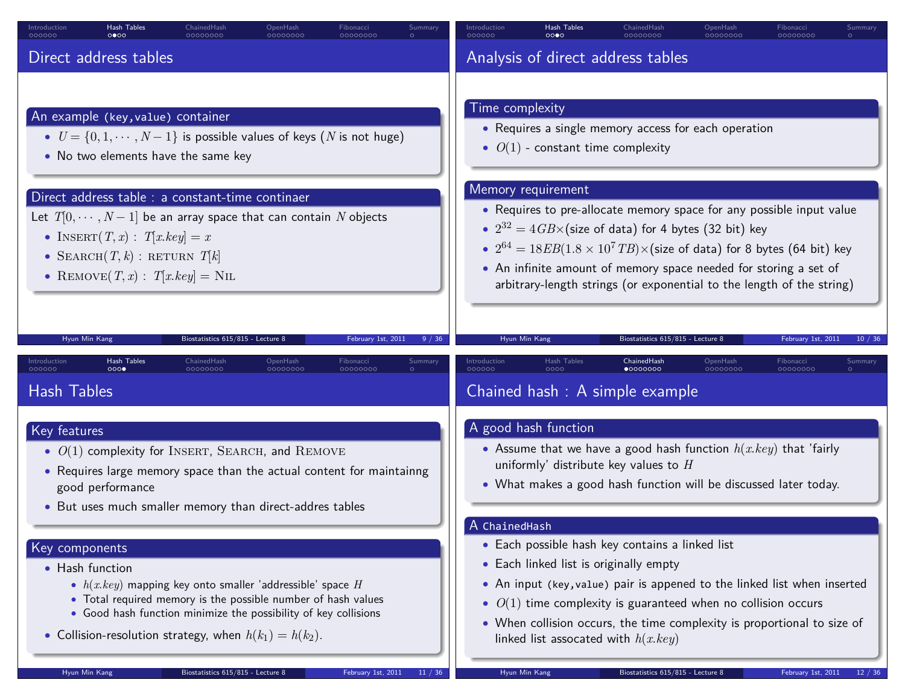## Direct address tables

### An example (key,value) container

- $U = \{0, 1, \cdots, N-1\}$ is possible values of keys ($N$ is not huge)
- No two elements have the same key

### Direct address table : a constant-time continaer

Let $T[0, \cdots, N-1]$ be an array space that can contain $N$ objects

- $\text{INSERT}(T, x)$ : $T[x.key] = x$
- $\text{SEARCH}(T, k)$ : RETURN $T[k]$
- $\text{REMOVE}(T, x)$ : $T[x.key] = \text{NIL}$

## Analysis of direct address tables

### Time complexity

- Requires a single memory access for each operation
- $O(1)$ - constant time complexity

### Memory requirement

- Requires to pre-allocate memory space for any possible input value
- $2^{32} = 4GB \times$(size of data) for 4 bytes (32 bit) key
- $2^{64} = 18EB(1.8 \times 10^7 TB) \times$(size of data) for 8 bytes (64 bit) key
- An infinite amount of memory space needed for storing a set of arbitrary-length strings (or exponential to the length of the string)

## Hash Tables

### Key features

- $O(1)$ complexity for INSERT, SEARCH, and REMOVE
- Requires large memory space than the actual content for maintainng good performance
- But uses much smaller memory than direct-addres tables

### Key components

- Hash function
  - $h(x.key)$ mapping key onto smaller 'addressible' space $H$
  - Total required memory is the possible number of hash values
  - Good hash function minimize the possibility of key collisions
- Collision-resolution strategy, when $h(k_1) = h(k_2)$.

## Chained hash : A simple example

### A good hash function

- Assume that we have a good hash function $h(x.key)$ that 'fairly uniformly' distribute key values to $H$
- What makes a good hash function will be discussed later today.

### A `ChainedHash`

- Each possible hash key contains a linked list
- Each linked list is originally empty
- An input (key,value) pair is appened to the linked list when inserted
- $O(1)$ time complexity is guaranteed when no collision occurs
- When collision occurs, the time complexity is proportional to size of linked list assocated with $h(x.key)$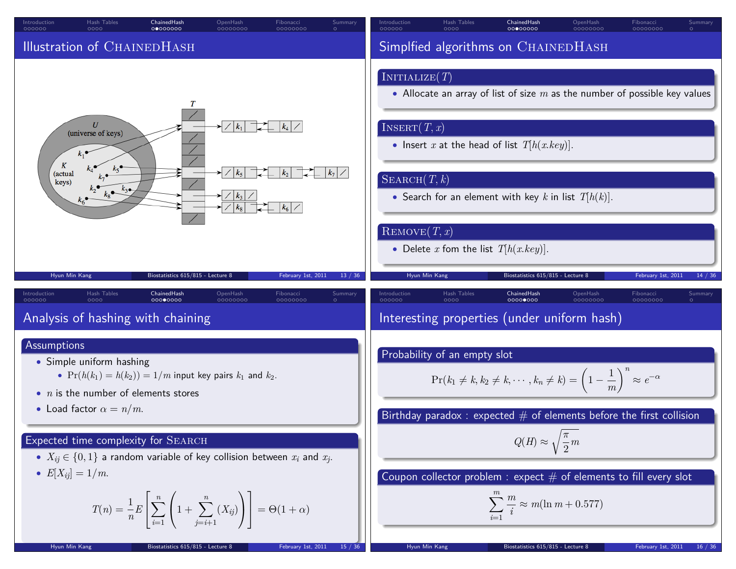## Illustration of ChainedHash

## Simplfied algorithms on ChainedHash

### Initialize($T$)

- Allocate an array of list of size $m$ as the number of possible key values

### Insert($T, x$)

- Insert $x$ at the head of list $T[h(x.key)]$.

### Search($T, k$)

- Search for an element with key $k$ in list $T[h(k)]$.

### Remove($T, x$)

- Delete $x$ fom the list $T[h(x.key)]$.

## Analysis of hashing with chaining

### Assumptions

- Simple uniform hashing
  - $\Pr(h(k_1) = h(k_2)) = 1/m$ input key pairs $k_1$ and $k_2$.
- $n$ is the number of elements stores
- Load factor $\alpha = n/m$.

### Expected time complexity for Search

- $X_{ij} \in \{0, 1\}$ a random variable of key collision between $x_i$ and $x_j$.
- $E[X_{ij}] = 1/m$.

$$T(n) = \frac{1}{n} E\left[\sum_{i=1}^{n}\left(1 + \sum_{j=i+1}^{n}(X_{ij})\right)\right] = \Theta(1+\alpha)$$

## Interesting properties (under uniform hash)

### Probability of an empty slot

$$\Pr(k_1 \neq k, k_2 \neq k, \cdots, k_n \neq k) = \left(1 - \frac{1}{m}\right)^n \approx e^{-\alpha}$$

### Birthday paradox : expected # of elements before the first collision

$$Q(H) \approx \sqrt{\frac{\pi}{2}m}$$

### Coupon collector problem : expect # of elements to fill every slot

$$\sum_{i=1}^{m} \frac{m}{i} \approx m(\ln m + 0.577)$$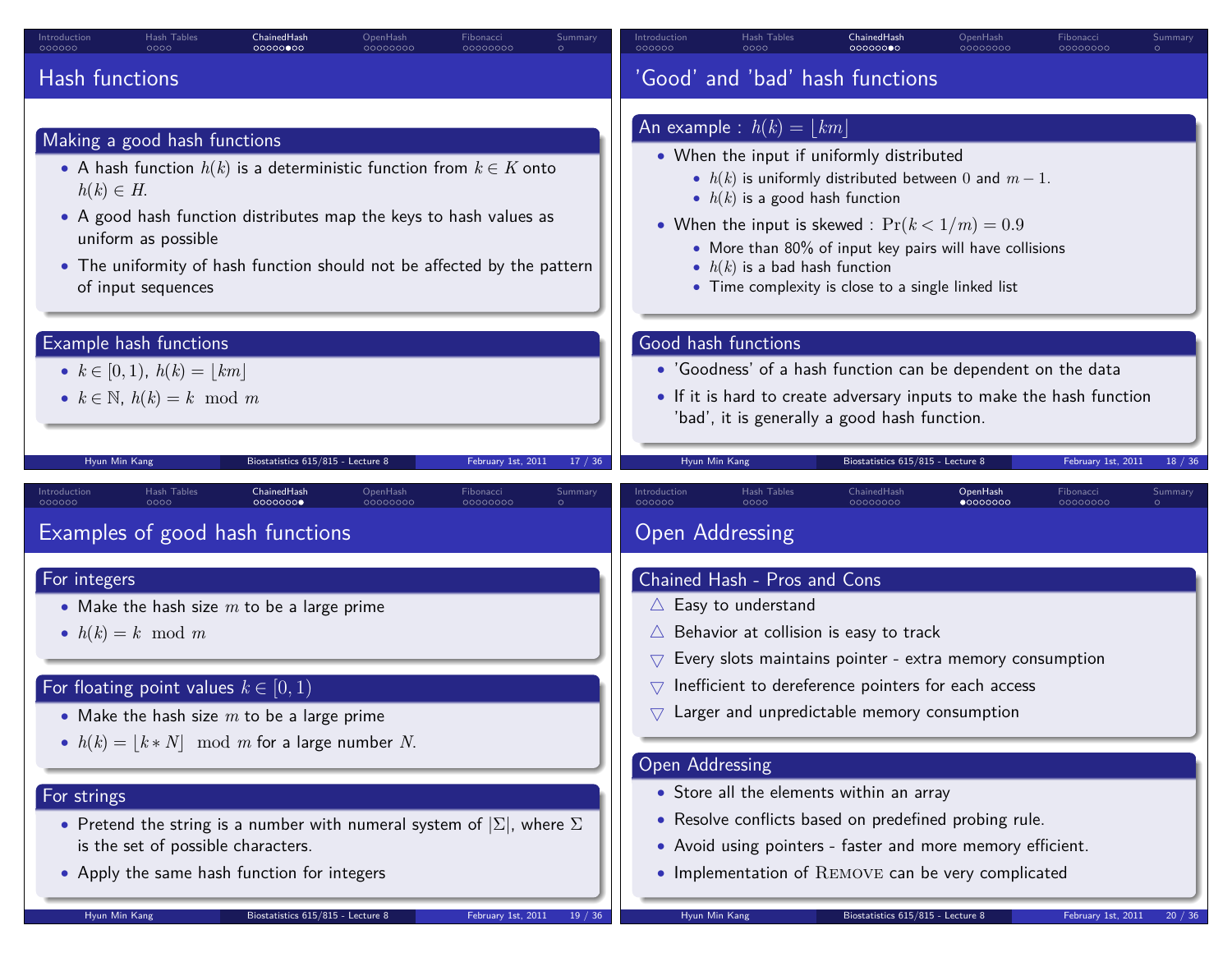# Hash functions

## Making a good hash functions

- A hash function $h(k)$ is a deterministic function from $k \in K$ onto $h(k) \in H$.
- A good hash function distributes map the keys to hash values as uniform as possible
- The uniformity of hash function should not be affected by the pattern of input sequences

## Example hash functions

- $k \in [0, 1)$, $h(k) = \lfloor km \rfloor$
- $k \in \mathbb{N}$, $h(k) = k \mod m$

# 'Good' and 'bad' hash functions

## An example : $h(k) = \lfloor km \rfloor$

- When the input if uniformly distributed
  - $h(k)$ is uniformly distributed between $0$ and $m - 1$.
  - $h(k)$ is a good hash function
- When the input is skewed : $\Pr(k < 1/m) = 0.9$
  - More than 80% of input key pairs will have collisions
  - $h(k)$ is a bad hash function
  - Time complexity is close to a single linked list

## Good hash functions

- 'Goodness' of a hash function can be dependent on the data
- If it is hard to create adversary inputs to make the hash function 'bad', it is generally a good hash function.

# Examples of good hash functions

## For integers

- Make the hash size $m$ to be a large prime
- $h(k) = k \mod m$

## For floating point values $k \in [0, 1)$

- Make the hash size $m$ to be a large prime
- $h(k) = \lfloor k * N \rfloor \mod m$ for a large number $N$.

## For strings

- Pretend the string is a number with numeral system of $|\Sigma|$, where $\Sigma$ is the set of possible characters.
- Apply the same hash function for integers

# Open Addressing

## Chained Hash - Pros and Cons

- △ Easy to understand
- △ Behavior at collision is easy to track
- ▽ Every slots maintains pointer - extra memory consumption
- ▽ Inefficient to dereference pointers for each access
- ▽ Larger and unpredictable memory consumption

## Open Addressing

- Store all the elements within an array
- Resolve conflicts based on predefined probing rule.
- Avoid using pointers - faster and more memory efficient.
- Implementation of REMOVE can be very complicated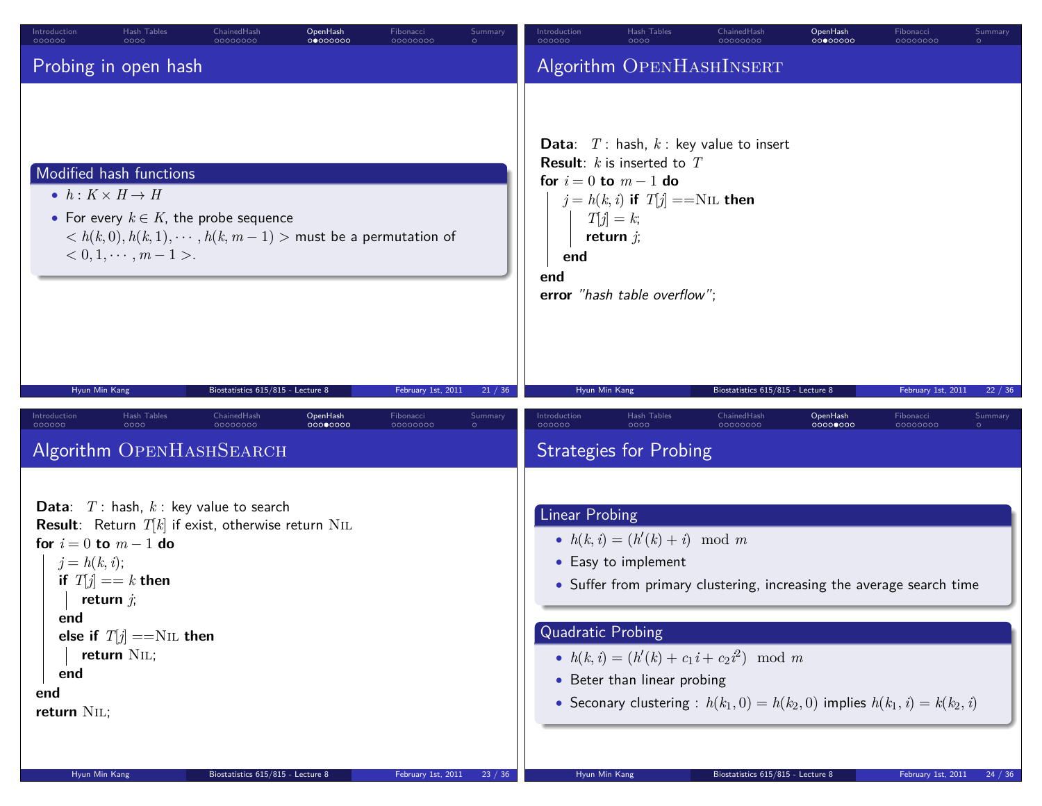## Probing in open hash

**Modified hash functions**

- $h : K \times H \rightarrow H$
- For every $k \in K$, the probe sequence $< h(k, 0), h(k, 1), \cdots, h(k, m-1) >$ must be a permutation of $< 0, 1, \cdots, m-1 >$.

## Algorithm OpenHashInsert

**Data**: $T$ : hash, $k$ : key value to insert
**Result**: $k$ is inserted to $T$

```
for i = 0 to m − 1 do
    j = h(k, i) if T[j] ==Nil then
        T[j] = k;
        return j;
    end
end
error "hash table overflow";
```

## Algorithm OpenHashSearch

**Data**: $T$ : hash, $k$ : key value to search
**Result**: Return $T[k]$ if exist, otherwise return Nil

```
for i = 0 to m − 1 do
    j = h(k, i);
    if T[j] == k then
        return j;
    end
    else if T[j] ==Nil then
        return Nil;
    end
end
return Nil;
```

## Strategies for Probing

**Linear Probing**

- $h(k, i) = (h'(k) + i) \mod m$
- Easy to implement
- Suffer from primary clustering, increasing the average search time

**Quadratic Probing**

- $h(k, i) = (h'(k) + c_1 i + c_2 i^2) \mod m$
- Beter than linear probing
- Seconary clustering : $h(k_1, 0) = h(k_2, 0)$ implies $h(k_1, i) = k(k_2, i)$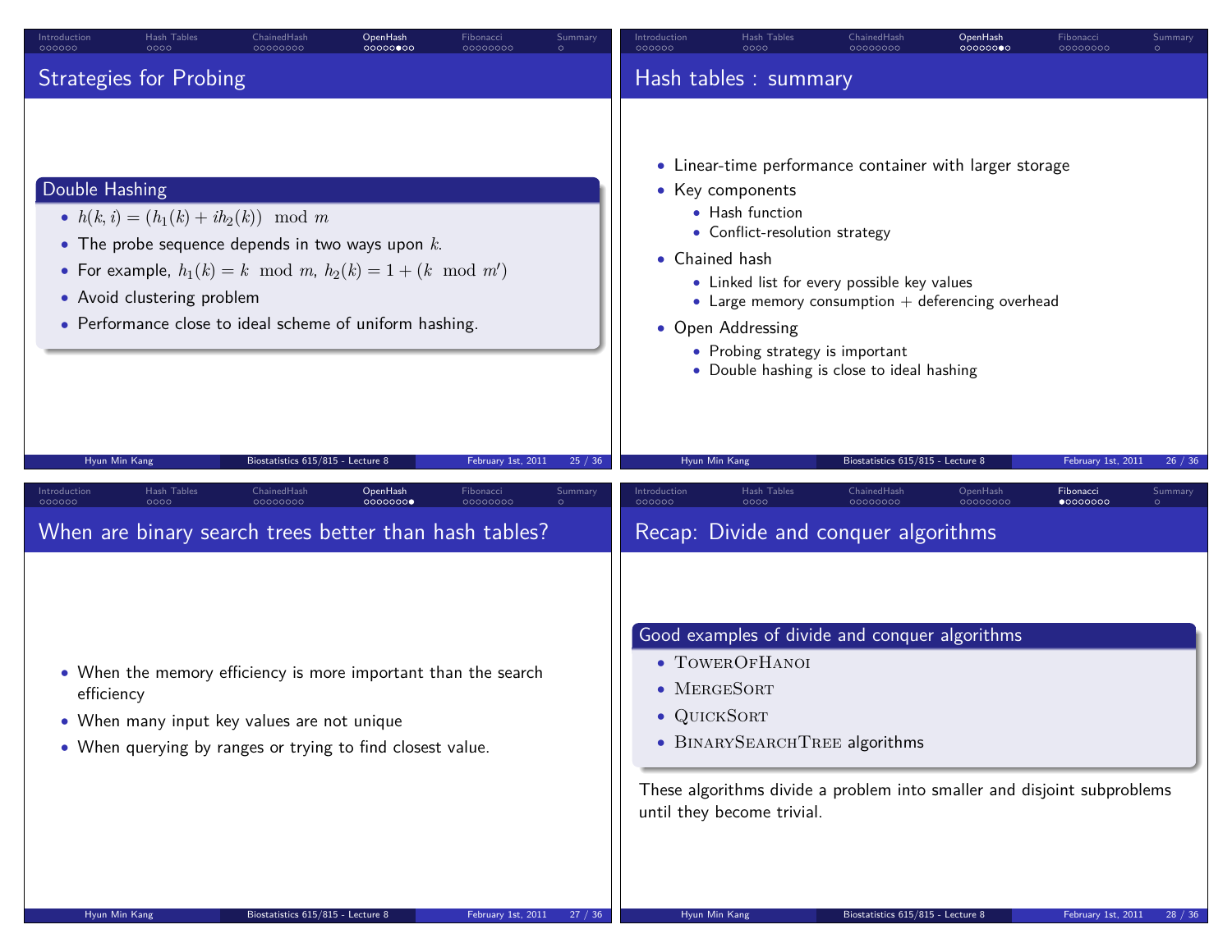## Strategies for Probing

### Double Hashing

- $h(k, i) = (h_1(k) + ih_2(k)) \mod m$
- The probe sequence depends in two ways upon $k$.
- For example, $h_1(k) = k \mod m$, $h_2(k) = 1 + (k \mod m')$
- Avoid clustering problem
- Performance close to ideal scheme of uniform hashing.

## Hash tables : summary

- Linear-time performance container with larger storage
- Key components
  - Hash function
  - Conflict-resolution strategy
- Chained hash
  - Linked list for every possible key values
  - Large memory consumption + deferencing overhead
- Open Addressing
  - Probing strategy is important
  - Double hashing is close to ideal hashing

## When are binary search trees better than hash tables?

- When the memory efficiency is more important than the search efficiency
- When many input key values are not unique
- When querying by ranges or trying to find closest value.

## Recap: Divide and conquer algorithms

### Good examples of divide and conquer algorithms

- TowerOfHanoi
- MergeSort
- QuickSort
- BinarySearchTree algorithms

These algorithms divide a problem into smaller and disjoint subproblems until they become trivial.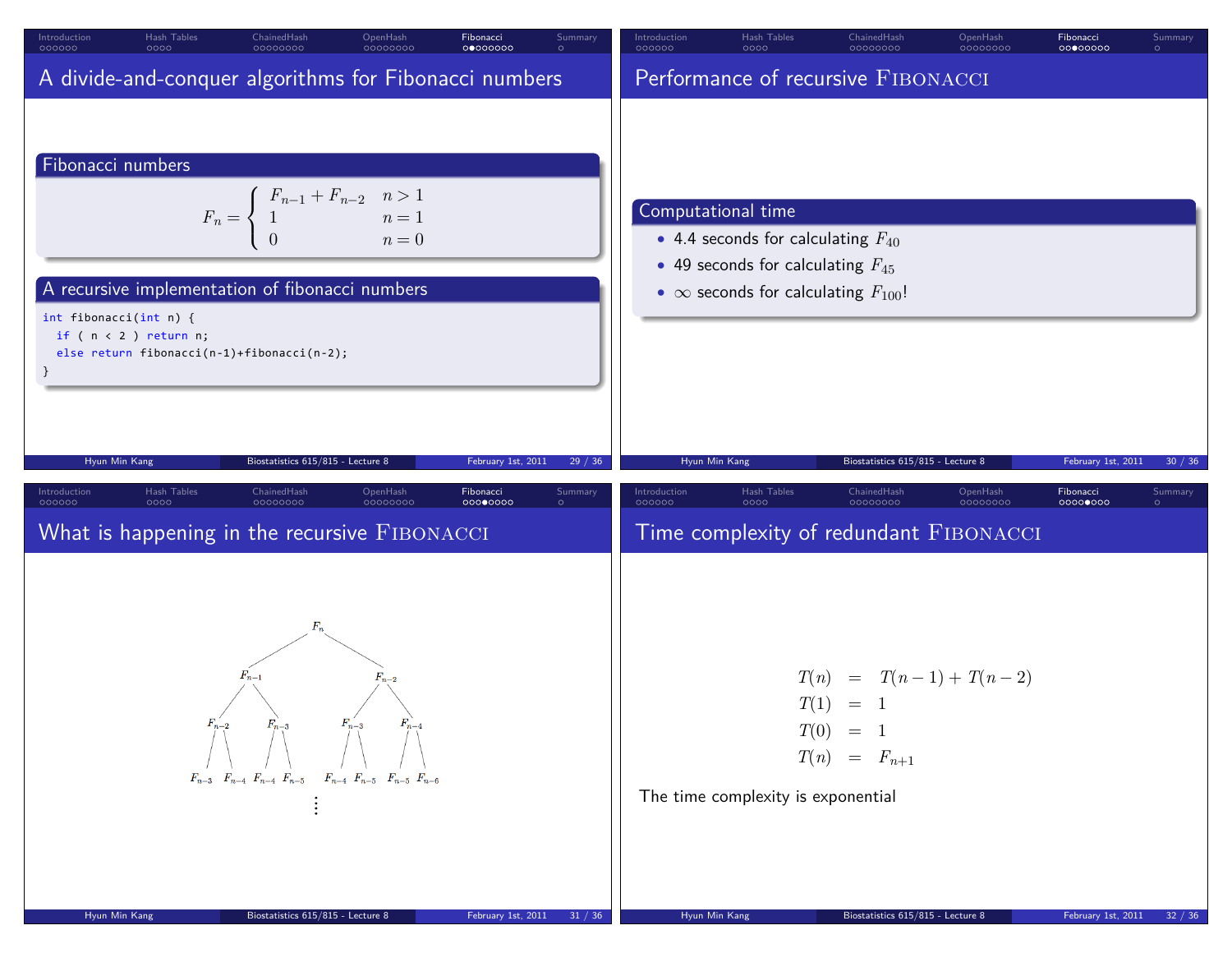## A divide-and-conquer algorithms for Fibonacci numbers

### Fibonacci numbers

$$F_n = \begin{cases} F_{n-1} + F_{n-2} & n > 1 \\ 1 & n = 1 \\ 0 & n = 0 \end{cases}$$

### A recursive implementation of fibonacci numbers

```
int fibonacci(int n) {
  if ( n < 2 ) return n;
  else return fibonacci(n-1)+fibonacci(n-2);
}
```

## Performance of recursive FIBONACCI

### Computational time

- 4.4 seconds for calculating $F_{40}$
- 49 seconds for calculating $F_{45}$
- $\infty$ seconds for calculating $F_{100}$!

## What is happening in the recursive FIBONACCI

$$F_n$$

$$F_{n-1} \qquad F_{n-2}$$

$$F_{n-2} \quad F_{n-3} \qquad F_{n-3} \quad F_{n-4}$$

$$F_{n-3} \; F_{n-4} \; F_{n-4} \; F_{n-5} \quad F_{n-4} \; F_{n-5} \; F_{n-5} \; F_{n-6}$$

$$\vdots$$

## Time complexity of redundant FIBONACCI

$$\begin{aligned} T(n) &= T(n-1) + T(n-2) \\ T(1) &= 1 \\ T(0) &= 1 \\ T(n) &= F_{n+1} \end{aligned}$$

The time complexity is exponential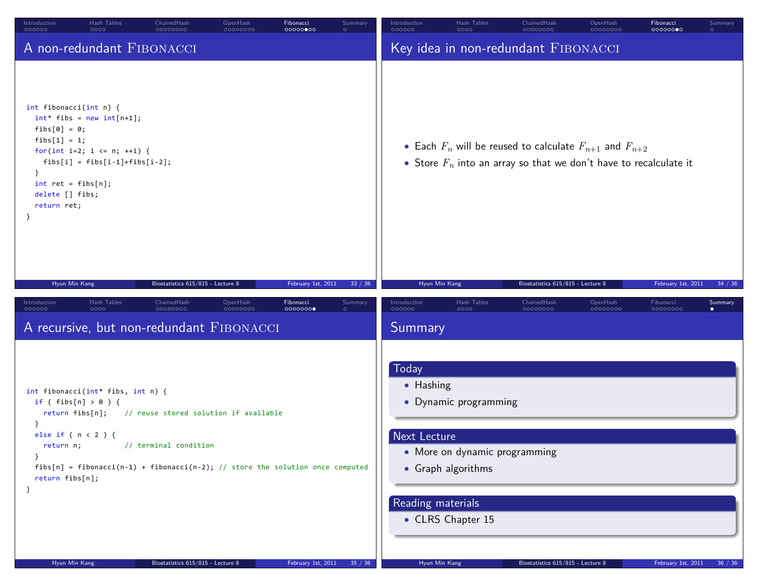## A non-redundant FIBONACCI

```
int fibonacci(int n) {
  int* fibs = new int[n+1];
  fibs[0] = 0;
  fibs[1] = 1;
  for(int i=2; i <= n; ++i) {
    fibs[i] = fibs[i-1]+fibs[i-2];
  }
  int ret = fibs[n];
  delete [] fibs;
  return ret;
}
```

## Key idea in non-redundant FIBONACCI

- Each $F_n$ will be reused to calculate $F_{n+1}$ and $F_{n+2}$
- Store $F_n$ into an array so that we don't have to recalculate it

## A recursive, but non-redundant FIBONACCI

```
int fibonacci(int* fibs, int n) {
  if ( fibs[n] > 0 ) {
    return fibs[n];    // reuse stored solution if available
  }
  else if ( n < 2 ) {
    return n;          // terminal condition
  }
  fibs[n] = fibonacci(n-1) + fibonacci(n-2); // store the solution once computed
  return fibs[n];
}
```

## Summary

### Today

- Hashing
- Dynamic programming

### Next Lecture

- More on dynamic programming
- Graph algorithms

### Reading materials

- CLRS Chapter 15